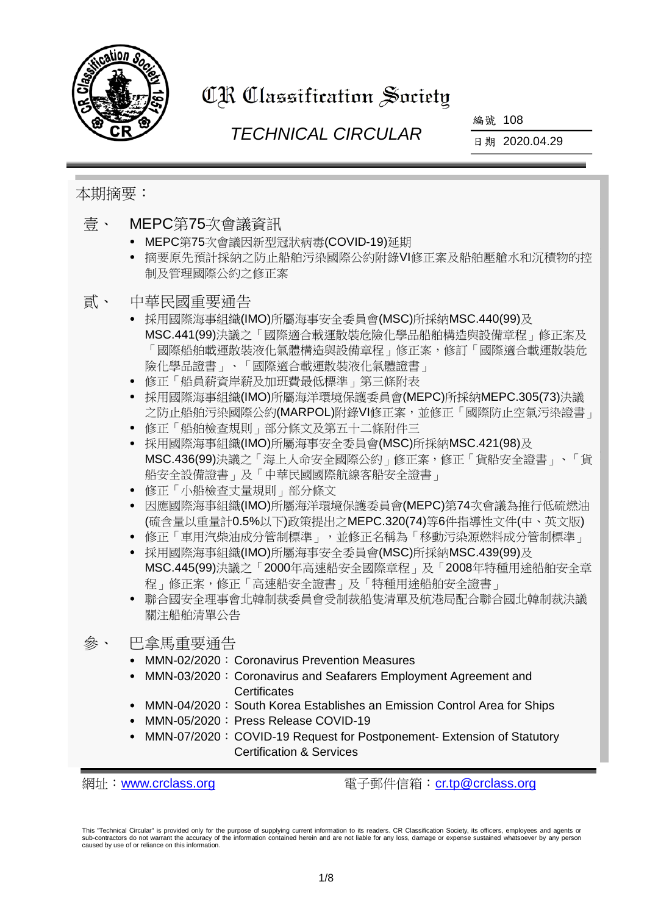# CR Classification Society

## *TECHNICAL CIRCULAR*

編號 108

日期 2020.04.29

本期摘要：

### 壹、 MEPC第75次會議資訊

- MEPC第75次會議因新型冠狀病毒(COVID-19)延期
- 摘要原先預計採納之防止船舶污染國際公約附錄VI修正案及船舶壓艙水和沉積物的控制及管理國際公約之修正案

### 貳、 中華民國重要通告

- 採用國際海事組織(IMO)所屬海事安全委員會(MSC)所採納MSC.440(99)及MSC.441(99)決議之「國際適合載運散裝危險化學品船舶構造與設備章程」修正案及「國際船舶載運散裝液化氣體構造與設備章程」修正案，修訂「國際適合載運散裝危險化學品證書」、「國際適合載運散裝液化氣體證書」
- 修正「船員薪資岸薪及加班費最低標準」第三條附表
- 採用國際海事組織(IMO)所屬海洋環境保護委員會(MEPC)所採納MEPC.305(73)決議之防止船舶污染國際公約(MARPOL)附錄VI修正案，並修正「國際防止空氣污染證書」
- 修正「船舶檢查規則」部分條文及第五十二條附件三
- 採用國際海事組織(IMO)所屬海事安全委員會(MSC)所採納MSC.421(98)及MSC.436(99)決議之「海上人命安全國際公約」修正案，修正「貨船安全證書」、「貨船安全設備證書」及「中華民國國際航線客船安全證書」
- 修正「小船檢查丈量規則」部分條文
- 因應國際海事組織(IMO)所屬海洋環境保護委員會(MEPC)第74次會議為推行低硫燃油(硫含量以重量計0.5%以下)政策提出之MEPC.320(74)等6件指導性文件(中、英文版)
- 修正「車用汽柴油成分管制標準」，並修正名稱為「移動污染源燃料成分管制標準」
- 採用國際海事組織(IMO)所屬海事安全委員會(MSC)所採納MSC.439(99)及MSC.445(99)決議之「2000年高速船安全國際章程」及「2008年特種用途船舶安全章程」修正案，修正「高速船安全證書」及「特種用途船舶安全證書」
- 聯合國安全理事會北韓制裁委員會受制裁船隻清單及航港局配合聯合國北韓制裁決議關注船舶清單公告

### 參、 巴拿馬重要通告

- MMN-02/2020：Coronavirus Prevention Measures
- MMN-03/2020：Coronavirus and Seafarers Employment Agreement and Certificates
- MMN-04/2020：South Korea Establishes an Emission Control Area for Ships
- MMN-05/2020：Press Release COVID-19
- MMN-07/2020：COVID-19 Request for Postponement- Extension of Statutory Certification & Services

網址：[www.crclass.org](http://www.crclass.org)　　電子郵件信箱：[cr.tp@crclass.org](mailto:cr.tp@crclass.org)

This "Technical Circular" is provided only for the purpose of supplying current information to its readers. CR Classification Society, its officers, employees and agents or sub-contractors do not warrant the accuracy of the information contained herein and are not liable for any loss, damage or expense sustained whatsoever by any person caused by use of or reliance on this information.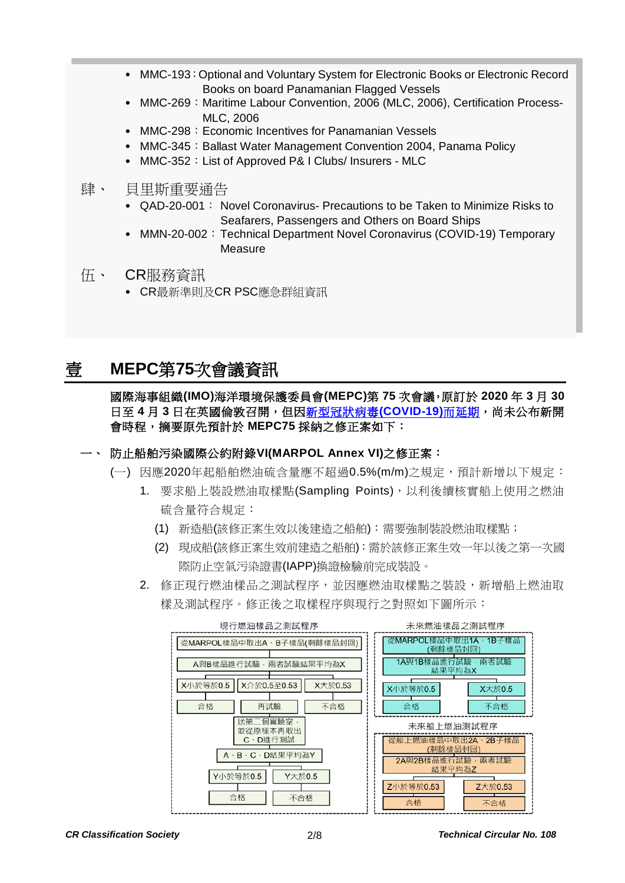- MMC-193：Optional and Voluntary System for Electronic Books or Electronic Record Books on board Panamanian Flagged Vessels
- MMC-269：Maritime Labour Convention, 2006 (MLC, 2006), Certification Process-MLC, 2006
- MMC-298：Economic Incentives for Panamanian Vessels
- MMC-345：Ballast Water Management Convention 2004, Panama Policy
- MMC-352：List of Approved P& I Clubs/ Insurers - MLC

肆、 貝里斯重要通告

- QAD-20-001： Novel Coronavirus- Precautions to be Taken to Minimize Risks to Seafarers, Passengers and Others on Board Ships
- MMN-20-002：Technical Department Novel Coronavirus (COVID-19) Temporary Measure

伍、 CR服務資訊

- CR最新準則及CR PSC應急群組資訊

# 壹 MEPC第75次會議資訊

**國際海事組織(IMO)海洋環境保護委員會(MEPC)第 75 次會議，原訂於 2020 年 3 月 30 日至 4 月 3 日在英國倫敦召開，但因新型冠狀病毒(COVID-19)而延期，尚未公布新開會時程，摘要原先預計於 MEPC75 採納之修正案如下：**

## 一、 防止船舶污染國際公約附錄VI(MARPOL Annex VI)之修正案：

(一) 因應2020年起船舶燃油硫含量應不超過0.5%(m/m)之規定，預計新增以下規定：

1. 要求船上裝設燃油取樣點(Sampling Points)，以利後續核實船上使用之燃油硫含量符合規定：
   (1) 新造船(該修正案生效以後建造之船舶)：需要強制裝設燃油取樣點；
   (2) 現成船(該修正案生效前建造之船舶)：需於該修正案生效一年以後之第一次國際防止空氣污染證書(IAPP)換證檢驗前完成裝設。
2. 修正現行燃油樣品之測試程序，並因應燃油取樣點之裝設，新增船上燃油樣及測試程序。修正後之取樣程序與現行之對照如下圖所示：

現行燃油樣品之測試程序

- 從MARPOL樣品中取出A、B子樣品(剩餘樣品封回)
- A與B樣品進行試驗，兩者試驗結果平均為X
  - X小於等於0.5 → 合格
  - X介於0.5至0.53 → 再試驗 → 送第二個實驗室，並從原樣本再取出C、D進行測試 → A、B、C、D結果平均為Y
    - Y小於等於0.5 → 合格
    - Y大於0.5 → 不合格
  - X大於0.53 → 不合格

未來燃油樣品之測試程序

- 從MARPOL樣品中取出1A、1B子樣品(剩餘樣品封回)
- 1A與1B樣品進行試驗，兩者試驗結果平均為X
  - X小於等於0.5 → 合格
  - X大於0.5 → 不合格

未來船上燃油測試程序

- 從船上燃油樣品中取出2A、2B子樣品(剩餘樣品封回)
- 2A與2B樣品進行試驗，兩者試驗結果平均為Z
  - Z小於等於0.53 → 合格
  - Z大於0.53 → 不合格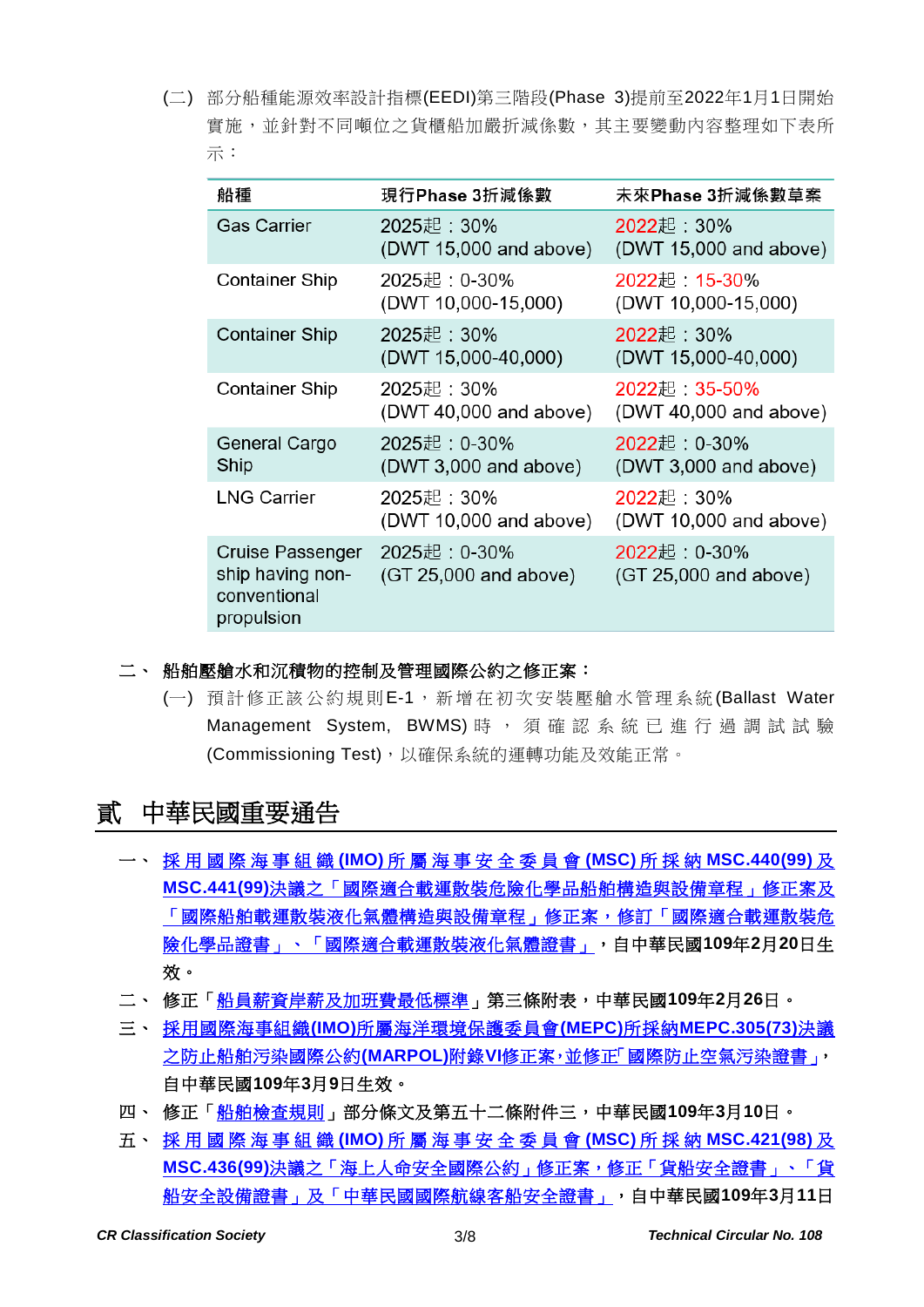(二) 部分船種能源效率設計指標(EEDI)第三階段(Phase 3)提前至2022年1月1日開始實施，並針對不同噸位之貨櫃船加嚴折減係數，其主要變動內容整理如下表所示：

| 船種 | 現行Phase 3折減係數 | 未來Phase 3折減係數草案 |
|---|---|---|
| Gas Carrier | 2025起：30%<br>(DWT 15,000 and above) | 2022起：30%<br>(DWT 15,000 and above) |
| Container Ship | 2025起：0-30%<br>(DWT 10,000-15,000) | 2022起：15-30%<br>(DWT 10,000-15,000) |
| Container Ship | 2025起：30%<br>(DWT 15,000-40,000) | 2022起：30%<br>(DWT 15,000-40,000) |
| Container Ship | 2025起：30%<br>(DWT 40,000 and above) | 2022起：35-50%<br>(DWT 40,000 and above) |
| General Cargo Ship | 2025起：0-30%<br>(DWT 3,000 and above) | 2022起：0-30%<br>(DWT 3,000 and above) |
| LNG Carrier | 2025起：30%<br>(DWT 10,000 and above) | 2022起：30%<br>(DWT 10,000 and above) |
| Cruise Passenger ship having non-conventional propulsion | 2025起：0-30%<br>(GT 25,000 and above) | 2022起：0-30%<br>(GT 25,000 and above) |

二、 **船舶壓艙水和沉積物的控制及管理國際公約之修正案：**

(一) 預計修正該公約規則E-1，新增在初次安裝壓艙水管理系統(Ballast Water Management System, BWMS)時，須確認系統已進行過調試試驗(Commissioning Test)，以確保系統的運轉功能及效能正常。

# 貳 中華民國重要通告

一、 **採用國際海事組織(IMO)所屬海事安全委員會(MSC)所採納MSC.440(99)及MSC.441(99)決議之「國際適合載運散裝危險化學品船舶構造與設備章程」修正案及「國際船舶載運散裝液化氣體構造與設備章程」修正案，修訂「國際適合載運散裝危險化學品證書」、「國際適合載運散裝液化氣體證書」，自中華民國109年2月20日生效。**

二、 **修正「船員薪資岸薪及加班費最低標準」第三條附表，中華民國109年2月26日。**

三、 **採用國際海事組織(IMO)所屬海洋環境保護委員會(MEPC)所採納MEPC.305(73)決議之防止船舶污染國際公約(MARPOL)附錄VI修正案，並修正「國際防止空氣污染證書」，自中華民國109年3月9日生效。**

四、 **修正「船舶檢查規則」部分條文及第五十二條附件三，中華民國109年3月10日。**

五、 **採用國際海事組織(IMO)所屬海事安全委員會(MSC)所採納MSC.421(98)及MSC.436(99)決議之「海上人命安全國際公約」修正案，修正「貨船安全證書」、「貨船安全設備證書」及「中華民國國際航線客船安全證書」，自中華民國109年3月11日**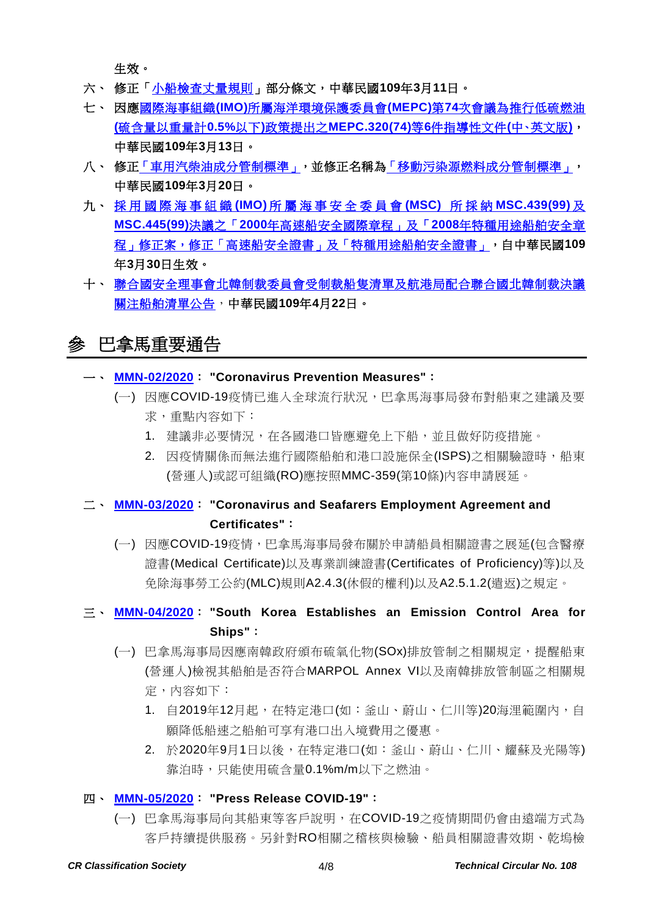生效。

六、 修正「小船檢查丈量規則」部分條文，中華民國109年3月11日。

七、 因應國際海事組織(IMO)所屬海洋環境保護委員會(MEPC)第74次會議為推行低硫燃油(硫含量以重量計0.5%以下)政策提出之MEPC.320(74)等6件指導性文件(中、英文版)，中華民國109年3月13日。

八、 修正「車用汽柴油成分管制標準」，並修正名稱為「移動污染源燃料成分管制標準」，中華民國109年3月20日。

九、 採用國際海事組織(IMO)所屬海事安全委員會(MSC) 所採納MSC.439(99)及MSC.445(99)決議之「2000年高速船安全國際章程」及「2008年特種用途船舶安全章程」修正案，修正「高速船安全證書」及「特種用途船舶安全證書」，自中華民國109年3月30日生效。

十、 聯合國安全理事會北韓制裁委員會受制裁船隻清單及航港局配合聯合國北韓制裁決議關注船舶清單公告，中華民國109年4月22日。

# 參 巴拿馬重要通告

一、 **MMN-02/2020： "Coronavirus Prevention Measures"：**

(一) 因應COVID-19疫情已進入全球流行狀況，巴拿馬海事局發布對船東之建議及要求，重點內容如下：

1. 建議非必要情況，在各國港口皆應避免上下船，並且做好防疫措施。
2. 因疫情關係而無法進行國際船舶和港口設施保全(ISPS)之相關驗證時，船東(營運人)或認可組織(RO)應按照MMC-359(第10條)內容申請展延。

二、 **MMN-03/2020： "Coronavirus and Seafarers Employment Agreement and Certificates"：**

(一) 因應COVID-19疫情，巴拿馬海事局發布關於申請船員相關證書之展延(包含醫療證書(Medical Certificate)以及專業訓練證書(Certificates of Proficiency)等)以及免除海事勞工公約(MLC)規則A2.4.3(休假的權利)以及A2.5.1.2(遣返)之規定。

三、 **MMN-04/2020： "South Korea Establishes an Emission Control Area for Ships"：**

(一) 巴拿馬海事局因應南韓政府頒布硫氧化物(SOx)排放管制之相關規定，提醒船東(營運人)檢視其船舶是否符合MARPOL Annex VI以及南韓排放管制區之相關規定，內容如下：

1. 自2019年12月起，在特定港口(如：釜山、蔚山、仁川等)20海浬範圍內，自願降低船速之船舶可享有港口出入境費用之優惠。
2. 於2020年9月1日以後，在特定港口(如：釜山、蔚山、仁川、耀蘇及光陽等)靠泊時，只能使用硫含量0.1%m/m以下之燃油。

四、 **MMN-05/2020： "Press Release COVID-19"：**

(一) 巴拿馬海事局向其船東等客戶說明，在COVID-19之疫情期間仍會由遠端方式為客戶持續提供服務。另針對RO相關之稽核與檢驗、船員相關證書效期、乾塢檢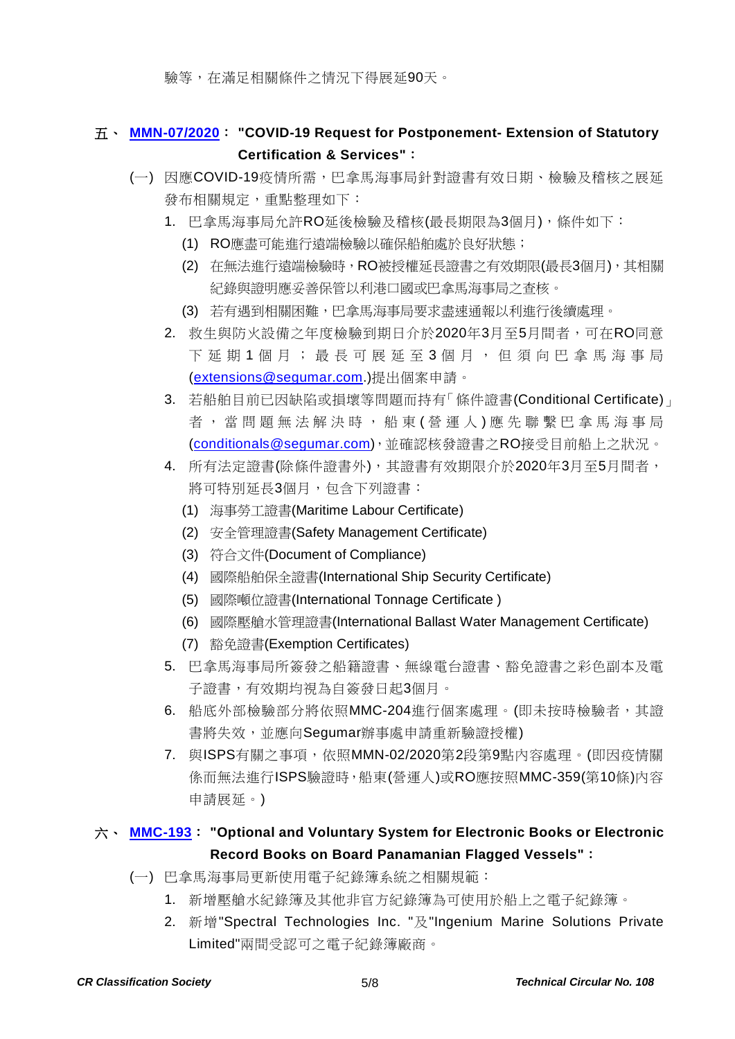驗等，在滿足相關條件之情況下得展延90天。

五、 **MMN-07/2020： "COVID-19 Request for Postponement- Extension of Statutory Certification & Services"：**

(一) 因應COVID-19疫情所需，巴拿馬海事局針對證書有效日期、檢驗及稽核之展延發布相關規定，重點整理如下：

1. 巴拿馬海事局允許RO延後檢驗及稽核(最長期限為3個月)，條件如下：
   (1) RO應盡可能進行遠端檢驗以確保船舶處於良好狀態；
   (2) 在無法進行遠端檢驗時，RO被授權延長證書之有效期限(最長3個月)，其相關紀錄與證明應妥善保管以利港口國或巴拿馬海事局之查核。
   (3) 若有遇到相關困難，巴拿馬海事局要求盡速通報以利進行後續處理。
2. 救生與防火設備之年度檢驗到期日介於2020年3月至5月間者，可在RO同意下延期1個月；最長可展延至3個月，但須向巴拿馬海事局(extensions@segumar.com.)提出個案申請。
3. 若船舶目前已因缺陷或損壞等問題而持有「條件證書(Conditional Certificate)」者，當問題無法解決時，船東(營運人)應先聯繫巴拿馬海事局(conditionals@segumar.com)，並確認核發證書之RO接受目前船上之狀況。
4. 所有法定證書(除條件證書外)，其證書有效期限介於2020年3月至5月間者，將可特別延長3個月，包含下列證書：
   (1) 海事勞工證書(Maritime Labour Certificate)
   (2) 安全管理證書(Safety Management Certificate)
   (3) 符合文件(Document of Compliance)
   (4) 國際船舶保全證書(International Ship Security Certificate)
   (5) 國際噸位證書(International Tonnage Certificate )
   (6) 國際壓艙水管理證書(International Ballast Water Management Certificate)
   (7) 豁免證書(Exemption Certificates)
5. 巴拿馬海事局所簽發之船籍證書、無線電台證書、豁免證書之彩色副本及電子證書，有效期均視為自簽發日起3個月。
6. 船底外部檢驗部分將依照MMC-204進行個案處理。(即未按時檢驗者，其證書將失效，並應向Segumar辦事處申請重新驗證授權)
7. 與ISPS有關之事項，依照MMN-02/2020第2段第9點內容處理。(即因疫情關係而無法進行ISPS驗證時，船東(營運人)或RO應按照MMC-359(第10條)內容申請展延。)

六、 **MMC-193： "Optional and Voluntary System for Electronic Books or Electronic Record Books on Board Panamanian Flagged Vessels"：**

(一) 巴拿馬海事局更新使用電子紀錄簿系統之相關規範：

1. 新增壓艙水紀錄簿及其他非官方紀錄簿為可使用於船上之電子紀錄簿。
2. 新增"Spectral Technologies Inc. "及"Ingenium Marine Solutions Private Limited"兩間受認可之電子紀錄簿廠商。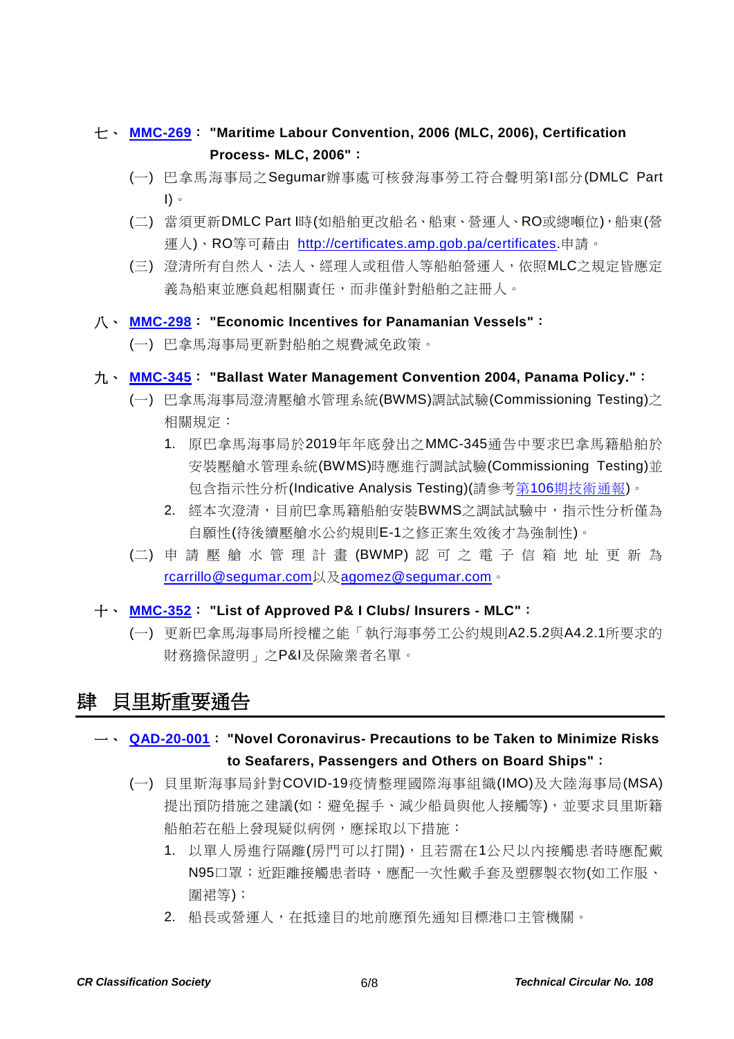七、 **[MMC-269](MMC-269)： "Maritime Labour Convention, 2006 (MLC, 2006), Certification Process- MLC, 2006"：**

(一) 巴拿馬海事局之Segumar辦事處可核發海事勞工符合聲明第I部分(DMLC Part I)。

(二) 當須更新DMLC Part I時(如船舶更改船名、船東、營運人、RO或總噸位)，船東(營運人)、RO等可藉由 http://certificates.amp.gob.pa/certificates.申請。

(三) 澄清所有自然人、法人、經理人或租借人等船舶營運人，依照MLC之規定皆應定義為船東並應負起相關責任，而非僅針對船舶之註冊人。

八、 **MMC-298： "Economic Incentives for Panamanian Vessels"：**

(一) 巴拿馬海事局更新對船舶之規費減免政策。

九、 **MMC-345： "Ballast Water Management Convention 2004, Panama Policy."：**

(一) 巴拿馬海事局澄清壓艙水管理系統(BWMS)調試試驗(Commissioning Testing)之相關規定：

1. 原巴拿馬海事局於2019年年底發出之MMC-345通告中要求巴拿馬籍船舶於安裝壓艙水管理系統(BWMS)時應進行調試試驗(Commissioning Testing)並包含指示性分析(Indicative Analysis Testing)(請參考第106期技術通報)。
2. 經本次澄清，目前巴拿馬籍船舶安裝BWMS之調試試驗中，指示性分析僅為自願性(待後續壓艙水公約規則E-1之修正案生效後才為強制性)。

(二) 申請壓艙水管理計畫(BWMP)認可之電子信箱地址更新為rcarrillo@segumar.com以及agomez@segumar.com。

十、 **MMC-352： "List of Approved P& I Clubs/ Insurers - MLC"：**

(一) 更新巴拿馬海事局所授權之能「執行海事勞工公約規則A2.5.2與A4.2.1所要求的財務擔保證明」之P&I及保險業者名單。

# 肆 貝里斯重要通告

一、 **QAD-20-001： "Novel Coronavirus- Precautions to be Taken to Minimize Risks to Seafarers, Passengers and Others on Board Ships"：**

(一) 貝里斯海事局針對COVID-19疫情整理國際海事組織(IMO)及大陸海事局(MSA)提出預防措施之建議(如：避免握手、減少船員與他人接觸等)，並要求貝里斯籍船舶若在船上發現疑似病例，應採取以下措施：

1. 以單人房進行隔離(房門可以打開)，且若需在1公尺以內接觸患者時應配戴N95口罩；近距離接觸患者時，應配一次性戴手套及塑膠製衣物(如工作服、圍裙等)；
2. 船長或營運人，在抵達目的地前應預先通知目標港口主管機關。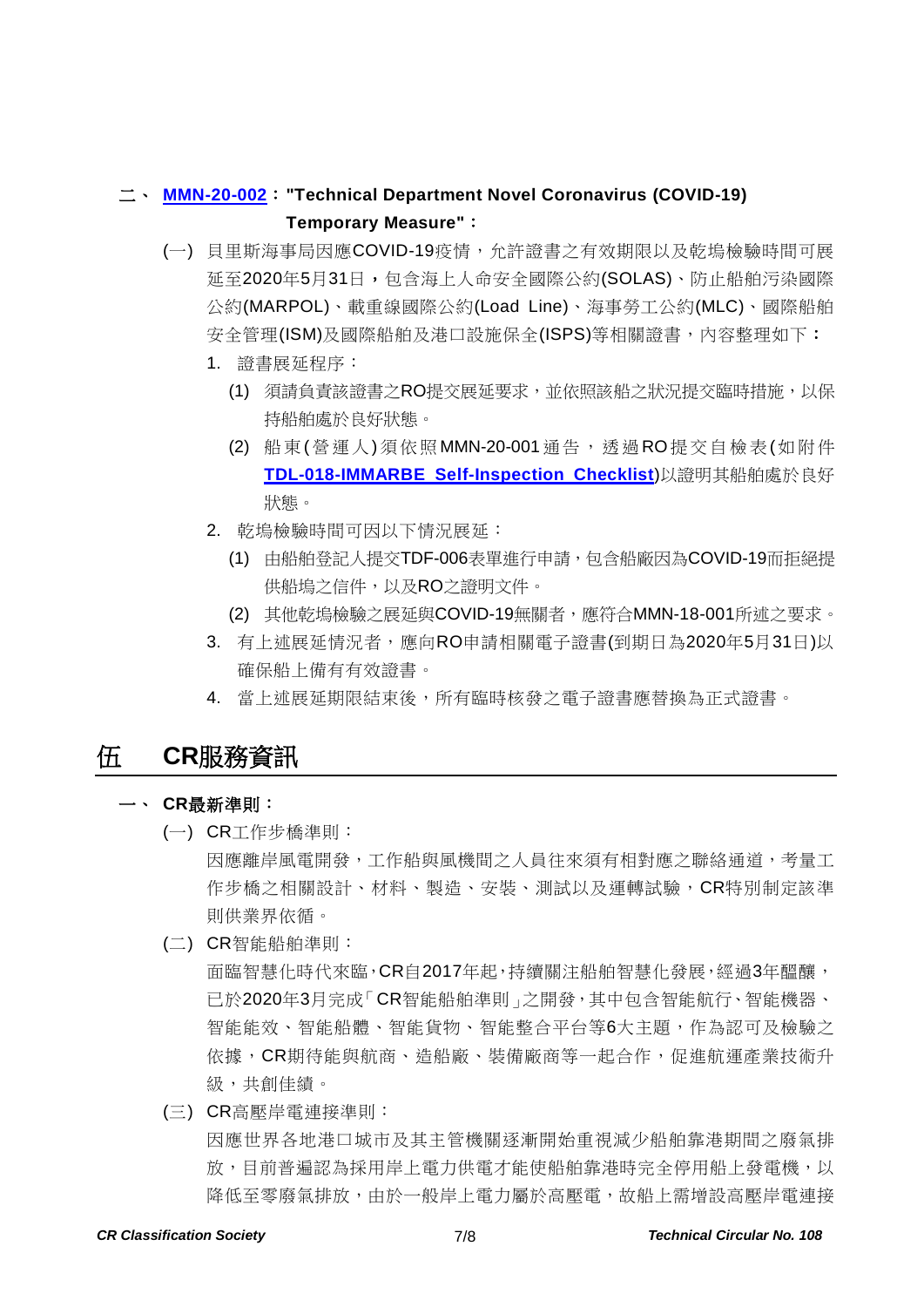## 二、 MMN-20-002："Technical Department Novel Coronavirus (COVID-19) Temporary Measure"：

(一) 貝里斯海事局因應COVID-19疫情，允許證書之有效期限以及乾塢檢驗時間可展延至2020年5月31日，包含海上人命安全國際公約(SOLAS)、防止船舶污染國際公約(MARPOL)、載重線國際公約(Load Line)、海事勞工公約(MLC)、國際船舶安全管理(ISM)及國際船舶及港口設施保全(ISPS)等相關證書，內容整理如下：

1. 證書展延程序：
   (1) 須請負責該證書之RO提交展延要求，並依照該船之狀況提交臨時措施，以保持船舶處於良好狀態。
   (2) 船東(營運人)須依照MMN-20-001通告，透過RO提交自檢表(如附件**TDL-018-IMMARBE Self-Inspection Checklist**)以證明其船舶處於良好狀態。
2. 乾塢檢驗時間可因以下情況展延：
   (1) 由船舶登記人提交TDF-006表單進行申請，包含船廠因為COVID-19而拒絕提供船塢之信件，以及RO之證明文件。
   (2) 其他乾塢檢驗之展延與COVID-19無關者，應符合MMN-18-001所述之要求。
3. 有上述展延情況者，應向RO申請相關電子證書(到期日為2020年5月31日)以確保船上備有有效證書。
4. 當上述展延期限結束後，所有臨時核發之電子證書應替換為正式證書。

# 伍 CR服務資訊

## 一、 CR最新準則：

(一) CR工作步橋準則：

因應離岸風電開發，工作船與風機間之人員往來須有相對應之聯絡通道，考量工作步橋之相關設計、材料、製造、安裝、測試以及運轉試驗，CR特別制定該準則供業界依循。

(二) CR智能船舶準則：

面臨智慧化時代來臨，CR自2017年起，持續關注船舶智慧化發展，經過3年醞釀，已於2020年3月完成「CR智能船舶準則」之開發，其中包含智能航行、智能機器、智能能效、智能船體、智能貨物、智能整合平台等6大主題，作為認可及檢驗之依據，CR期待能與航商、造船廠、裝備廠商等一起合作，促進航運產業技術升級，共創佳績。

(三) CR高壓岸電連接準則：

因應世界各地港口城市及其主管機關逐漸開始重視減少船舶靠港期間之廢氣排放，目前普遍認為採用岸上電力供電才能使船舶靠港時完全停用船上發電機，以降低至零廢氣排放，由於一般岸上電力屬於高壓電，故船上需增設高壓岸電連接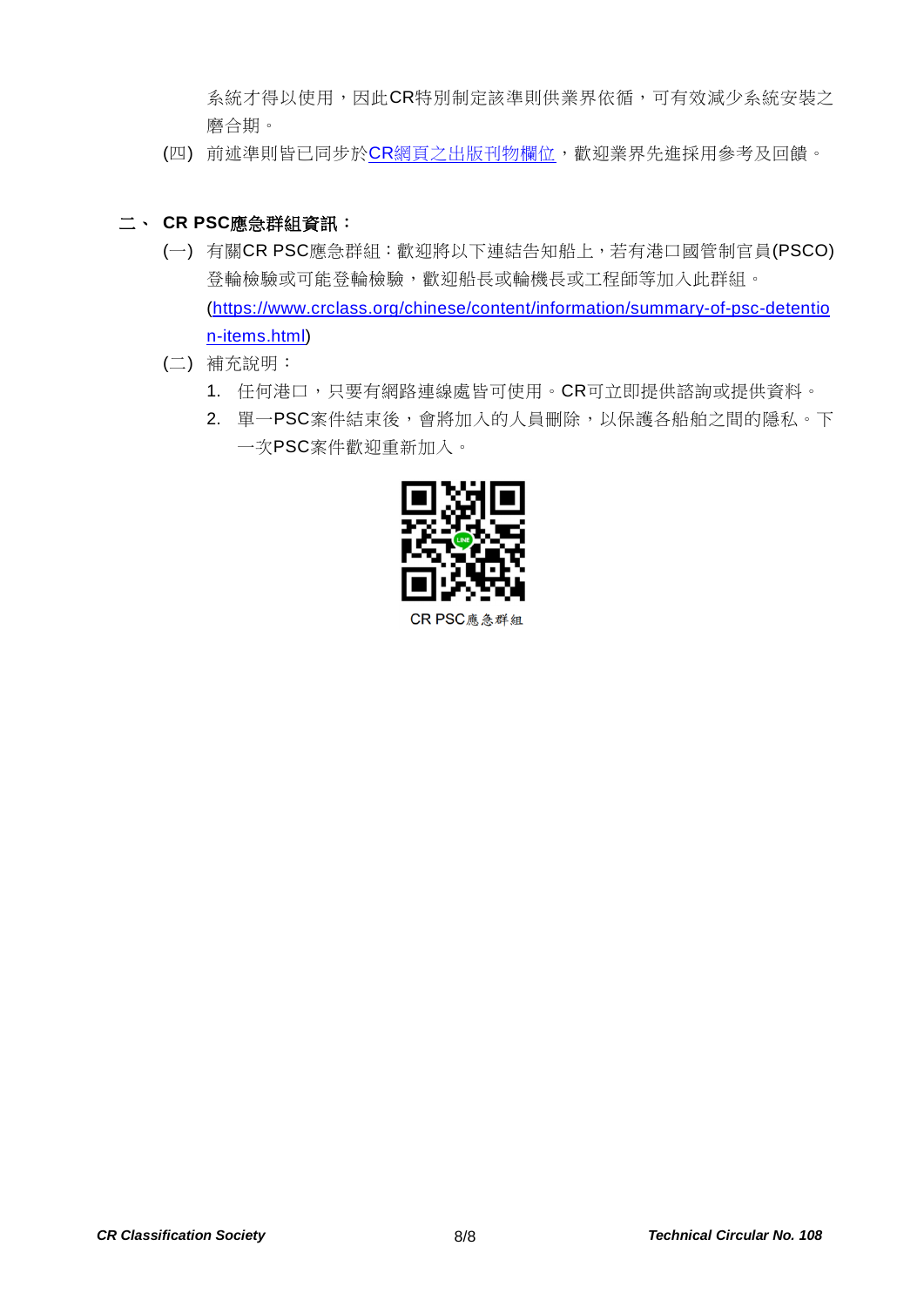系統才得以使用，因此CR特別制定該準則供業界依循，可有效減少系統安裝之磨合期。

(四) 前述準則皆已同步於CR網頁之出版刊物欄位，歡迎業界先進採用參考及回饋。

## 二、 CR PSC應急群組資訊：

(一) 有關CR PSC應急群組：歡迎將以下連結告知船上，若有港口國管制官員(PSCO)登輪檢驗或可能登輪檢驗，歡迎船長或輪機長或工程師等加入此群組。(https://www.crclass.org/chinese/content/information/summary-of-psc-detention-items.html)

(二) 補充說明：

1. 任何港口，只要有網路連線處皆可使用。CR可立即提供諮詢或提供資料。
2. 單一PSC案件結束後，會將加入的人員刪除，以保護各船舶之間的隱私。下一次PSC案件歡迎重新加入。

CR PSC應急群組